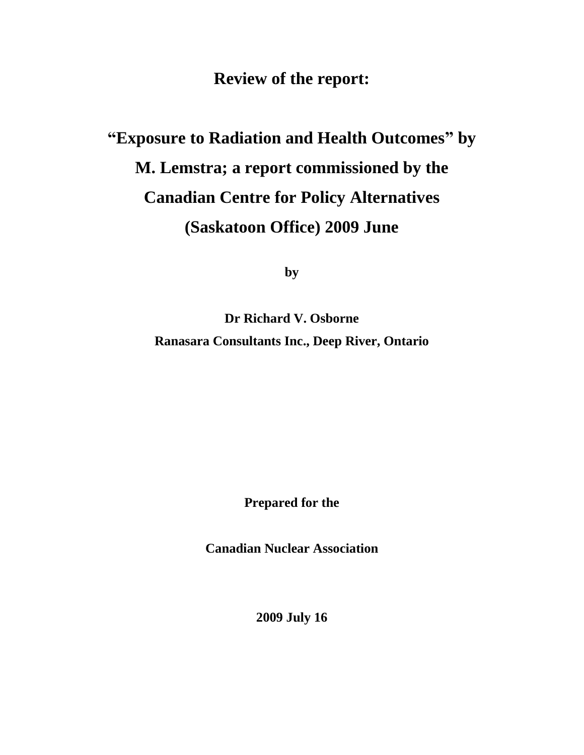# Review of the report:

# "Exposure to Radiation and Health Outcomes" by M. Lemstra; a report commissioned by the Canadian Centre for Policy Alternatives (Saskatoon Office) 2009 June

**by**

**Dr Richard V. Osborne**

**Ranasara Consultants Inc., Deep River, Ontario**

**Prepared for the**

**Canadian Nuclear Association**

**2009 July 16**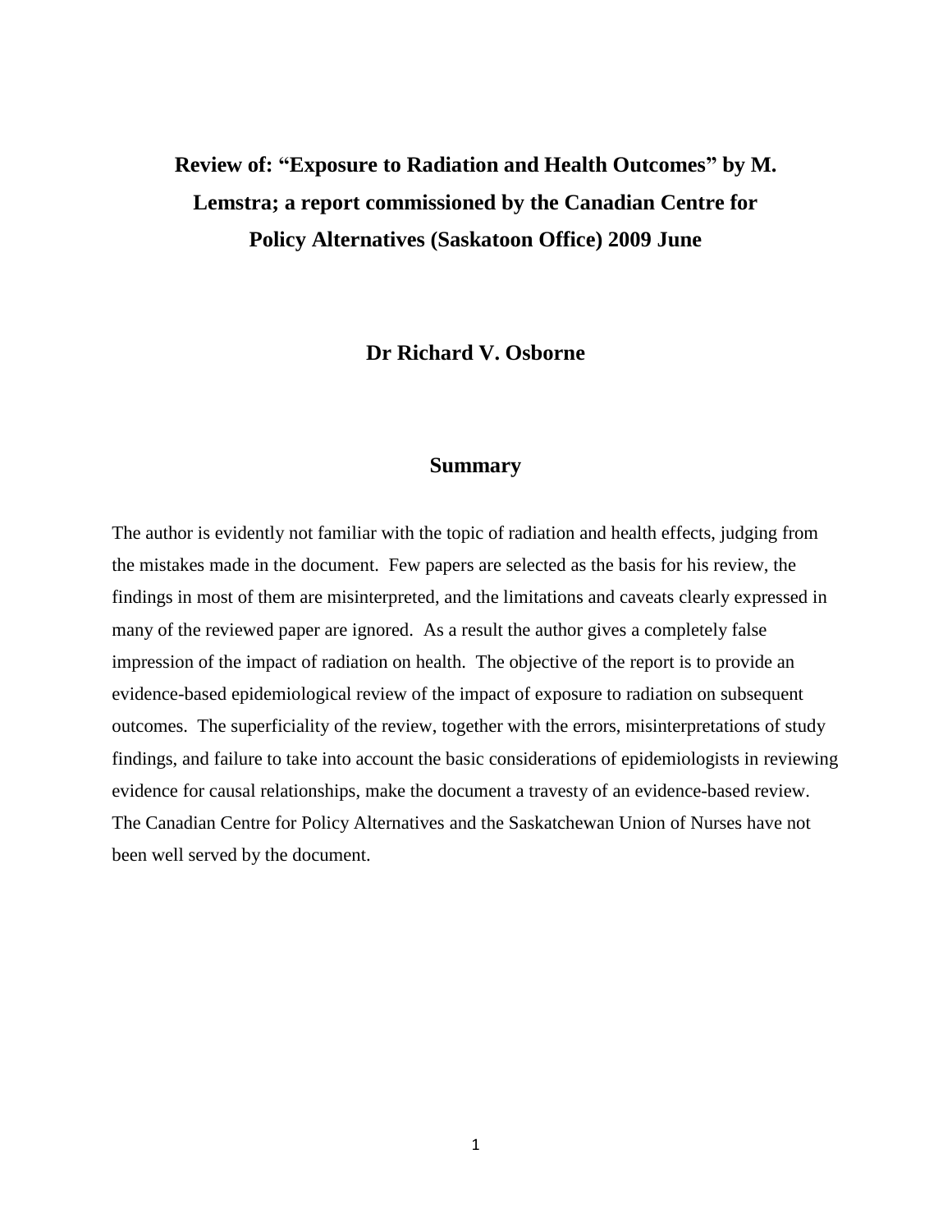# Review of: "Exposure to Radiation and Health Outcomes" by M. Lemstra; a report commissioned by the Canadian Centre for Policy Alternatives (Saskatoon Office) 2009 June

**Dr Richard V. Osborne**

## Summary

The author is evidently not familiar with the topic of radiation and health effects, judging from the mistakes made in the document. Few papers are selected as the basis for his review, the findings in most of them are misinterpreted, and the limitations and caveats clearly expressed in many of the reviewed paper are ignored. As a result the author gives a completely false impression of the impact of radiation on health. The objective of the report is to provide an evidence-based epidemiological review of the impact of exposure to radiation on subsequent outcomes. The superficiality of the review, together with the errors, misinterpretations of study findings, and failure to take into account the basic considerations of epidemiologists in reviewing evidence for causal relationships, make the document a travesty of an evidence-based review. The Canadian Centre for Policy Alternatives and the Saskatchewan Union of Nurses have not been well served by the document.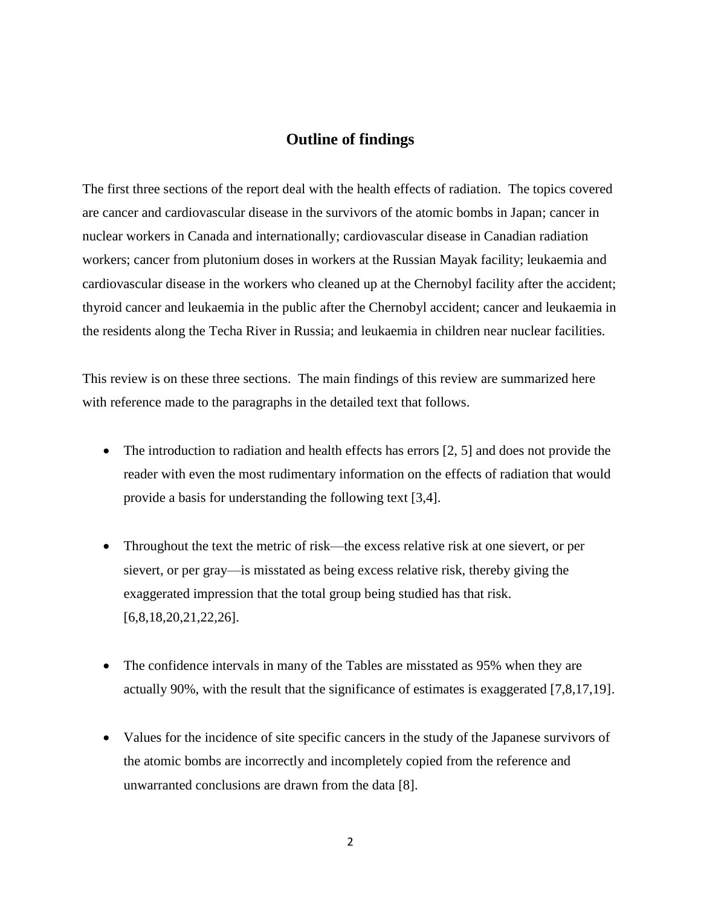# Outline of findings

The first three sections of the report deal with the health effects of radiation. The topics covered are cancer and cardiovascular disease in the survivors of the atomic bombs in Japan; cancer in nuclear workers in Canada and internationally; cardiovascular disease in Canadian radiation workers; cancer from plutonium doses in workers at the Russian Mayak facility; leukaemia and cardiovascular disease in the workers who cleaned up at the Chernobyl facility after the accident; thyroid cancer and leukaemia in the public after the Chernobyl accident; cancer and leukaemia in the residents along the Techa River in Russia; and leukaemia in children near nuclear facilities.

This review is on these three sections. The main findings of this review are summarized here with reference made to the paragraphs in the detailed text that follows.

- The introduction to radiation and health effects has errors [2, 5] and does not provide the reader with even the most rudimentary information on the effects of radiation that would provide a basis for understanding the following text [3,4].

- Throughout the text the metric of risk—the excess relative risk at one sievert, or per sievert, or per gray—is misstated as being excess relative risk, thereby giving the exaggerated impression that the total group being studied has that risk. [6,8,18,20,21,22,26].

- The confidence intervals in many of the Tables are misstated as 95% when they are actually 90%, with the result that the significance of estimates is exaggerated [7,8,17,19].

- Values for the incidence of site specific cancers in the study of the Japanese survivors of the atomic bombs are incorrectly and incompletely copied from the reference and unwarranted conclusions are drawn from the data [8].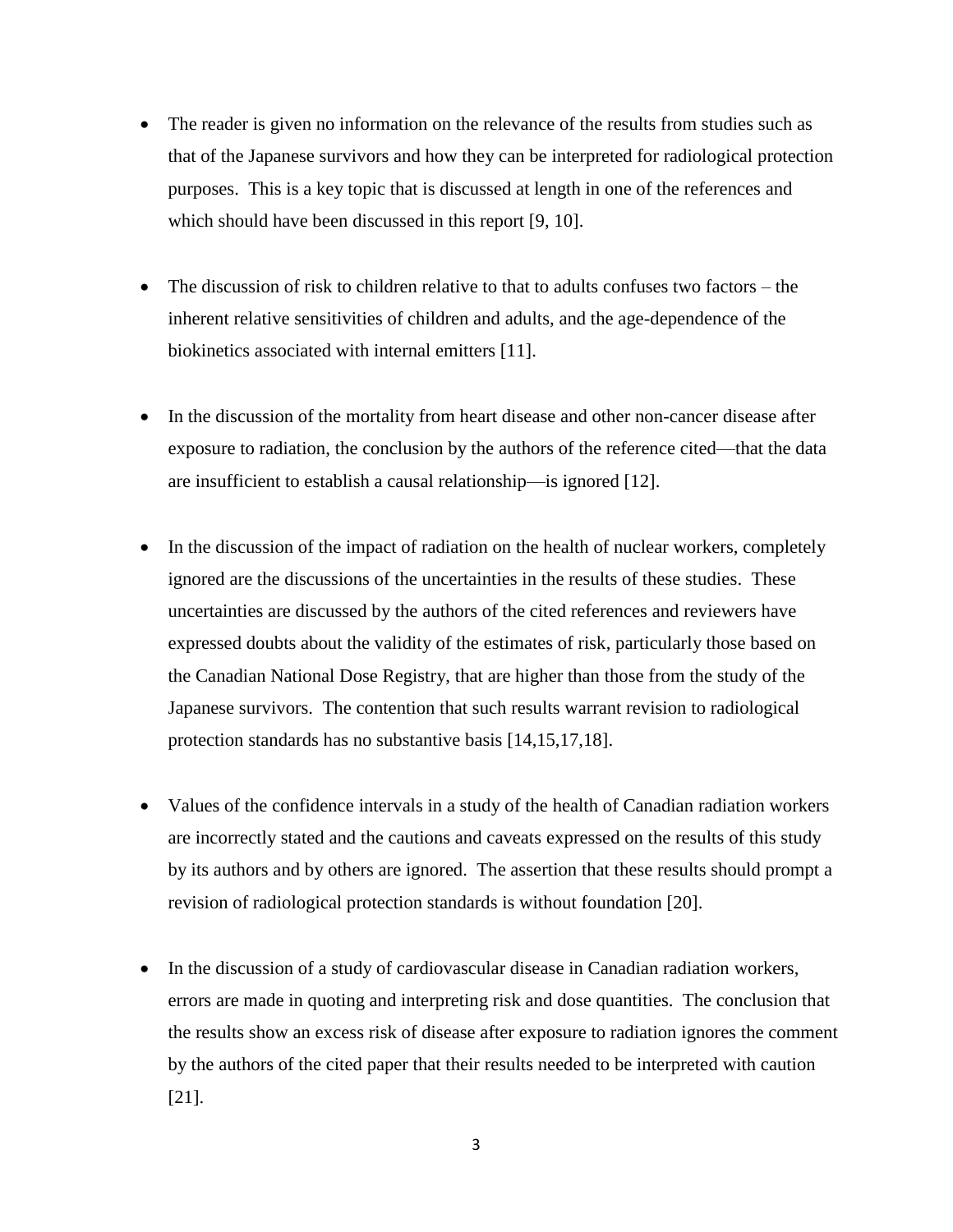- The reader is given no information on the relevance of the results from studies such as that of the Japanese survivors and how they can be interpreted for radiological protection purposes. This is a key topic that is discussed at length in one of the references and which should have been discussed in this report [9, 10].

- The discussion of risk to children relative to that to adults confuses two factors – the inherent relative sensitivities of children and adults, and the age-dependence of the biokinetics associated with internal emitters [11].

- In the discussion of the mortality from heart disease and other non-cancer disease after exposure to radiation, the conclusion by the authors of the reference cited—that the data are insufficient to establish a causal relationship—is ignored [12].

- In the discussion of the impact of radiation on the health of nuclear workers, completely ignored are the discussions of the uncertainties in the results of these studies. These uncertainties are discussed by the authors of the cited references and reviewers have expressed doubts about the validity of the estimates of risk, particularly those based on the Canadian National Dose Registry, that are higher than those from the study of the Japanese survivors. The contention that such results warrant revision to radiological protection standards has no substantive basis [14,15,17,18].

- Values of the confidence intervals in a study of the health of Canadian radiation workers are incorrectly stated and the cautions and caveats expressed on the results of this study by its authors and by others are ignored. The assertion that these results should prompt a revision of radiological protection standards is without foundation [20].

- In the discussion of a study of cardiovascular disease in Canadian radiation workers, errors are made in quoting and interpreting risk and dose quantities. The conclusion that the results show an excess risk of disease after exposure to radiation ignores the comment by the authors of the cited paper that their results needed to be interpreted with caution [21].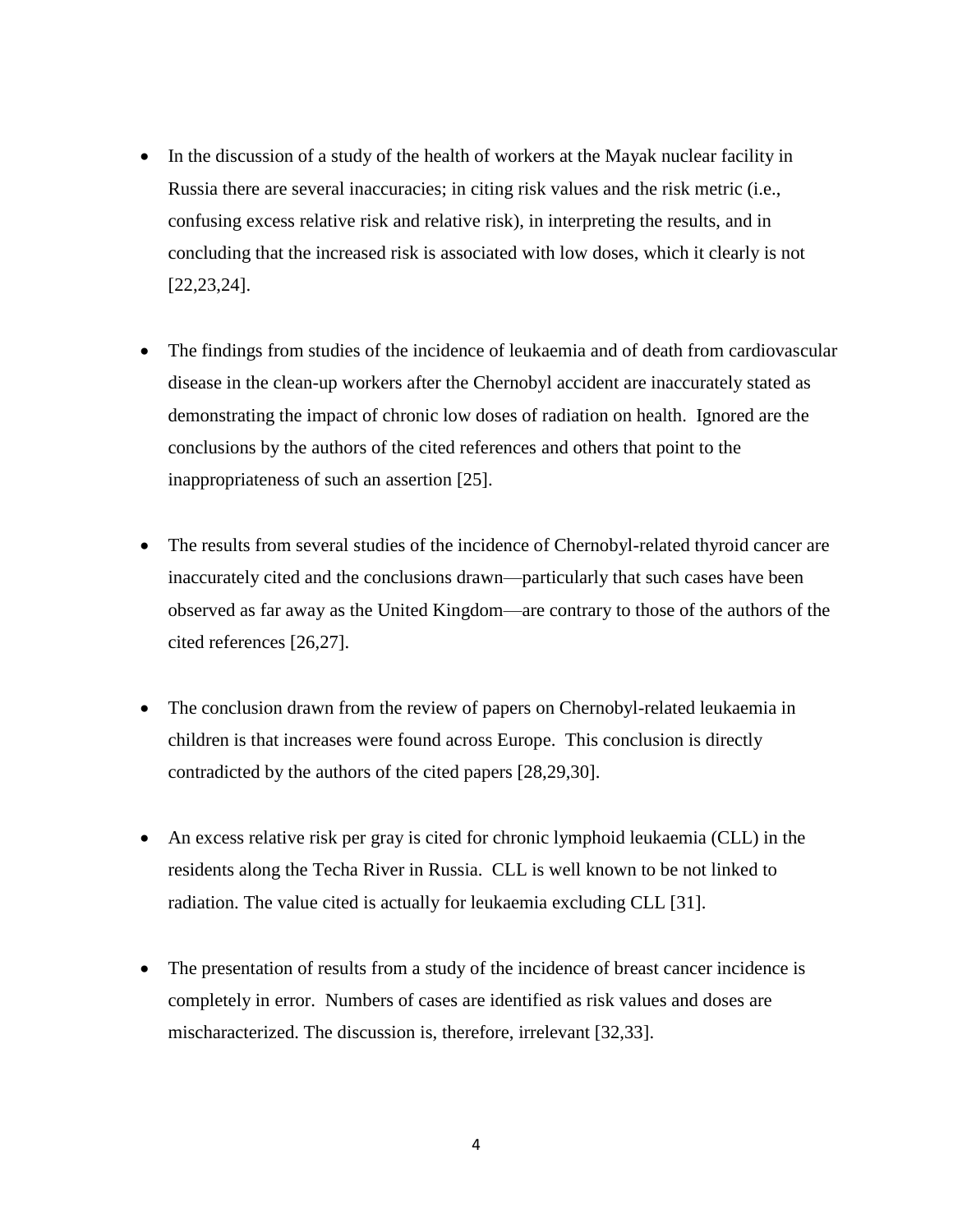- In the discussion of a study of the health of workers at the Mayak nuclear facility in Russia there are several inaccuracies; in citing risk values and the risk metric (i.e., confusing excess relative risk and relative risk), in interpreting the results, and in concluding that the increased risk is associated with low doses, which it clearly is not [22,23,24].

- The findings from studies of the incidence of leukaemia and of death from cardiovascular disease in the clean-up workers after the Chernobyl accident are inaccurately stated as demonstrating the impact of chronic low doses of radiation on health. Ignored are the conclusions by the authors of the cited references and others that point to the inappropriateness of such an assertion [25].

- The results from several studies of the incidence of Chernobyl-related thyroid cancer are inaccurately cited and the conclusions drawn—particularly that such cases have been observed as far away as the United Kingdom—are contrary to those of the authors of the cited references [26,27].

- The conclusion drawn from the review of papers on Chernobyl-related leukaemia in children is that increases were found across Europe. This conclusion is directly contradicted by the authors of the cited papers [28,29,30].

- An excess relative risk per gray is cited for chronic lymphoid leukaemia (CLL) in the residents along the Techa River in Russia. CLL is well known to be not linked to radiation. The value cited is actually for leukaemia excluding CLL [31].

- The presentation of results from a study of the incidence of breast cancer incidence is completely in error. Numbers of cases are identified as risk values and doses are mischaracterized. The discussion is, therefore, irrelevant [32,33].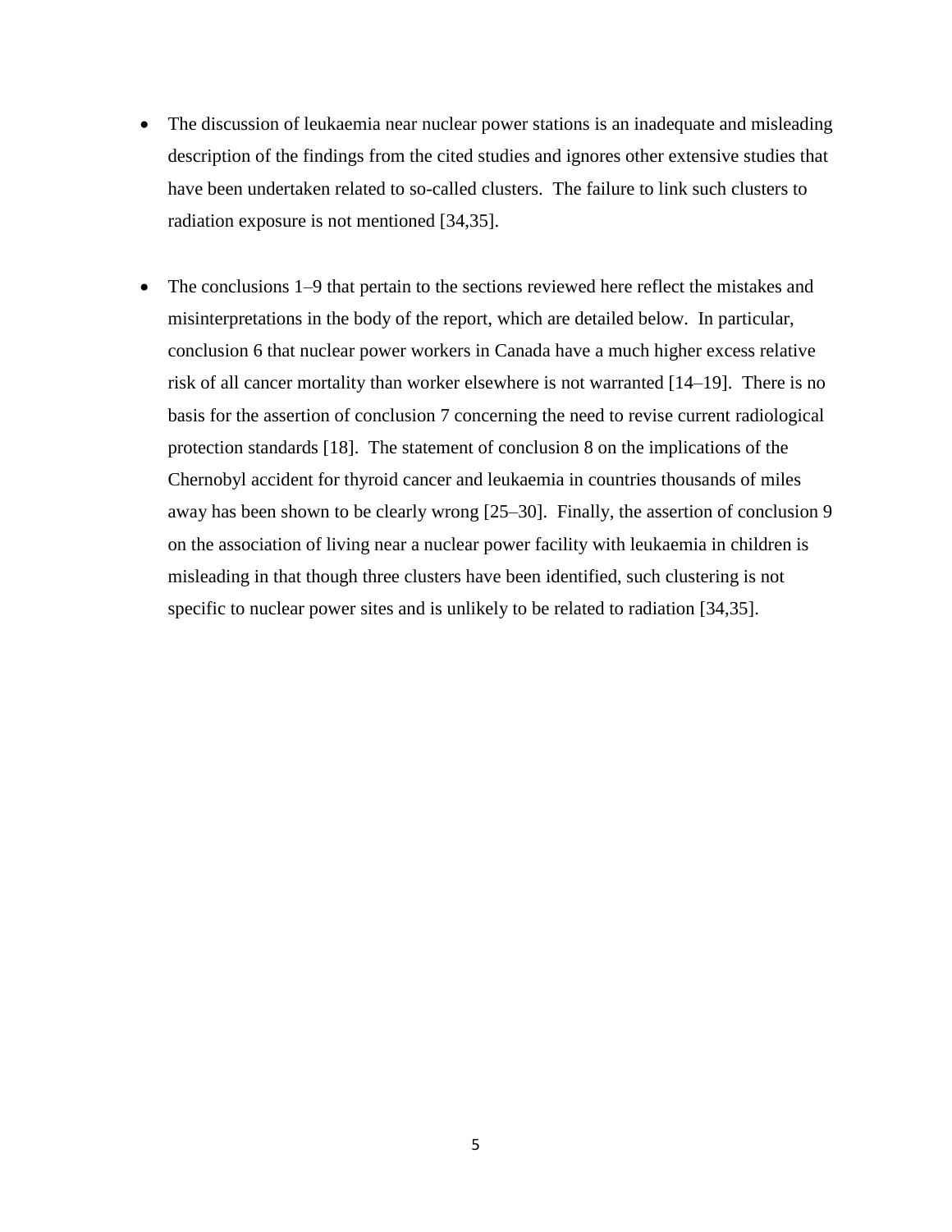- The discussion of leukaemia near nuclear power stations is an inadequate and misleading description of the findings from the cited studies and ignores other extensive studies that have been undertaken related to so-called clusters. The failure to link such clusters to radiation exposure is not mentioned [34,35].

- The conclusions 1–9 that pertain to the sections reviewed here reflect the mistakes and misinterpretations in the body of the report, which are detailed below. In particular, conclusion 6 that nuclear power workers in Canada have a much higher excess relative risk of all cancer mortality than worker elsewhere is not warranted [14–19]. There is no basis for the assertion of conclusion 7 concerning the need to revise current radiological protection standards [18]. The statement of conclusion 8 on the implications of the Chernobyl accident for thyroid cancer and leukaemia in countries thousands of miles away has been shown to be clearly wrong [25–30]. Finally, the assertion of conclusion 9 on the association of living near a nuclear power facility with leukaemia in children is misleading in that though three clusters have been identified, such clustering is not specific to nuclear power sites and is unlikely to be related to radiation [34,35].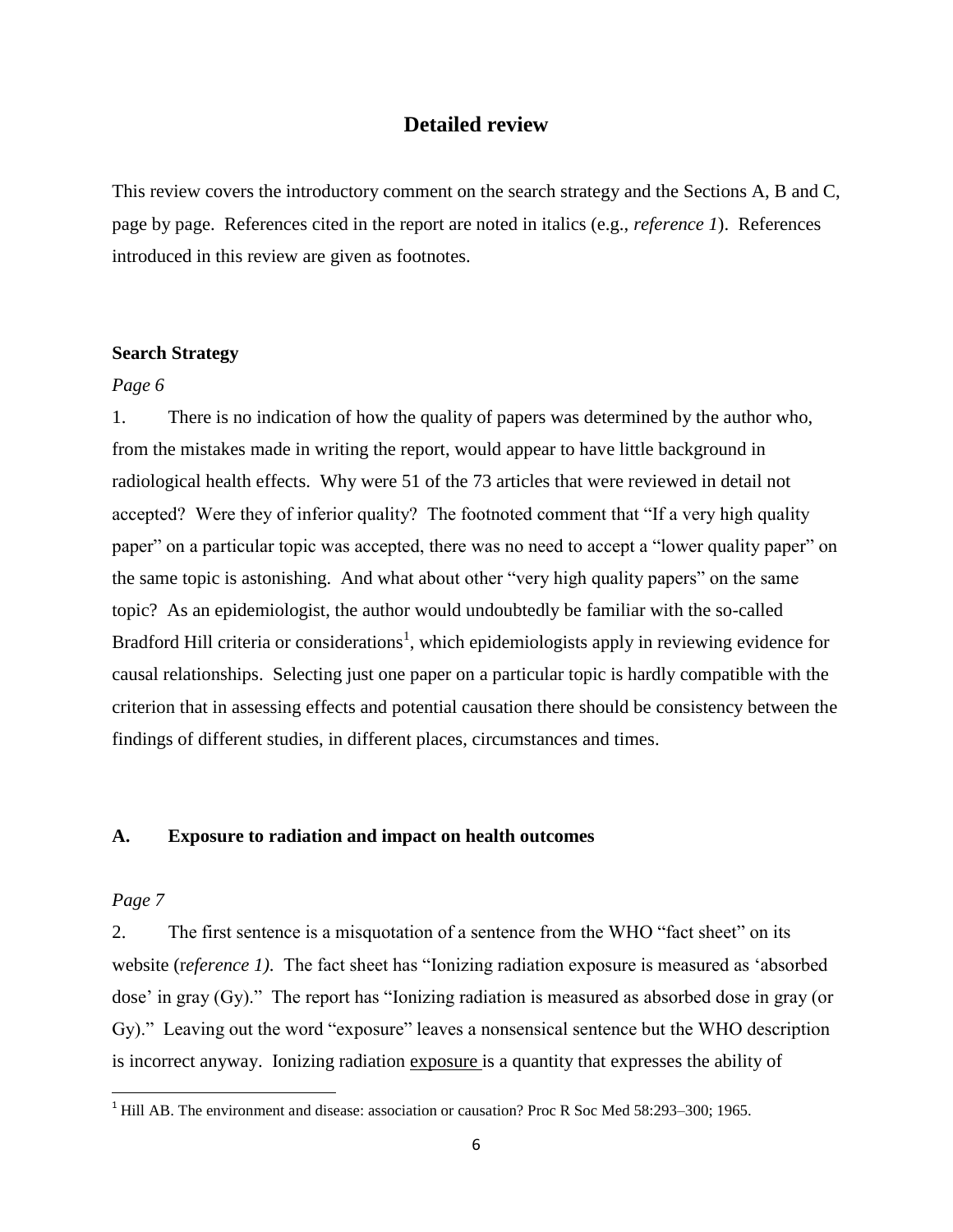## Detailed review

This review covers the introductory comment on the search strategy and the Sections A, B and C, page by page. References cited in the report are noted in italics (e.g., *reference 1*). References introduced in this review are given as footnotes.

### Search Strategy

*Page 6*

1. There is no indication of how the quality of papers was determined by the author who, from the mistakes made in writing the report, would appear to have little background in radiological health effects. Why were 51 of the 73 articles that were reviewed in detail not accepted? Were they of inferior quality? The footnoted comment that "If a very high quality paper" on a particular topic was accepted, there was no need to accept a "lower quality paper" on the same topic is astonishing. And what about other "very high quality papers" on the same topic? As an epidemiologist, the author would undoubtedly be familiar with the so-called Bradford Hill criteria or considerations[1], which epidemiologists apply in reviewing evidence for causal relationships. Selecting just one paper on a particular topic is hardly compatible with the criterion that in assessing effects and potential causation there should be consistency between the findings of different studies, in different places, circumstances and times.

### A. Exposure to radiation and impact on health outcomes

*Page 7*

2. The first sentence is a misquotation of a sentence from the WHO "fact sheet" on its website (*reference 1).* The fact sheet has "Ionizing radiation exposure is measured as 'absorbed dose' in gray (Gy)." The report has "Ionizing radiation is measured as absorbed dose in gray (or Gy)." Leaving out the word "exposure" leaves a nonsensical sentence but the WHO description is incorrect anyway. Ionizing radiation <u>exposure</u> is a quantity that expresses the ability of

[1] Hill AB. The environment and disease: association or causation? Proc R Soc Med 58:293–300; 1965.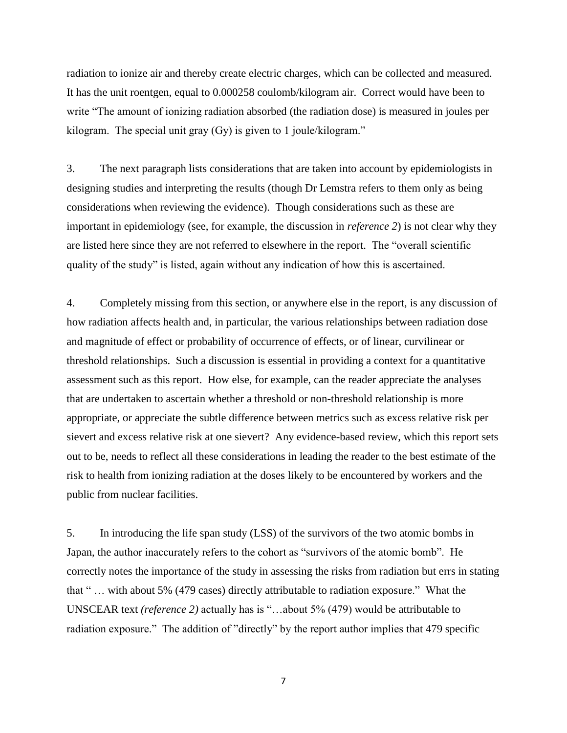radiation to ionize air and thereby create electric charges, which can be collected and measured. It has the unit roentgen, equal to 0.000258 coulomb/kilogram air. Correct would have been to write "The amount of ionizing radiation absorbed (the radiation dose) is measured in joules per kilogram. The special unit gray (Gy) is given to 1 joule/kilogram."

3. The next paragraph lists considerations that are taken into account by epidemiologists in designing studies and interpreting the results (though Dr Lemstra refers to them only as being considerations when reviewing the evidence). Though considerations such as these are important in epidemiology (see, for example, the discussion in *reference 2*) is not clear why they are listed here since they are not referred to elsewhere in the report. The "overall scientific quality of the study" is listed, again without any indication of how this is ascertained.

4. Completely missing from this section, or anywhere else in the report, is any discussion of how radiation affects health and, in particular, the various relationships between radiation dose and magnitude of effect or probability of occurrence of effects, or of linear, curvilinear or threshold relationships. Such a discussion is essential in providing a context for a quantitative assessment such as this report. How else, for example, can the reader appreciate the analyses that are undertaken to ascertain whether a threshold or non-threshold relationship is more appropriate, or appreciate the subtle difference between metrics such as excess relative risk per sievert and excess relative risk at one sievert? Any evidence-based review, which this report sets out to be, needs to reflect all these considerations in leading the reader to the best estimate of the risk to health from ionizing radiation at the doses likely to be encountered by workers and the public from nuclear facilities.

5. In introducing the life span study (LSS) of the survivors of the two atomic bombs in Japan, the author inaccurately refers to the cohort as "survivors of the atomic bomb". He correctly notes the importance of the study in assessing the risks from radiation but errs in stating that " … with about 5% (479 cases) directly attributable to radiation exposure." What the UNSCEAR text *(reference 2)* actually has is "…about 5% (479) would be attributable to radiation exposure." The addition of "directly" by the report author implies that 479 specific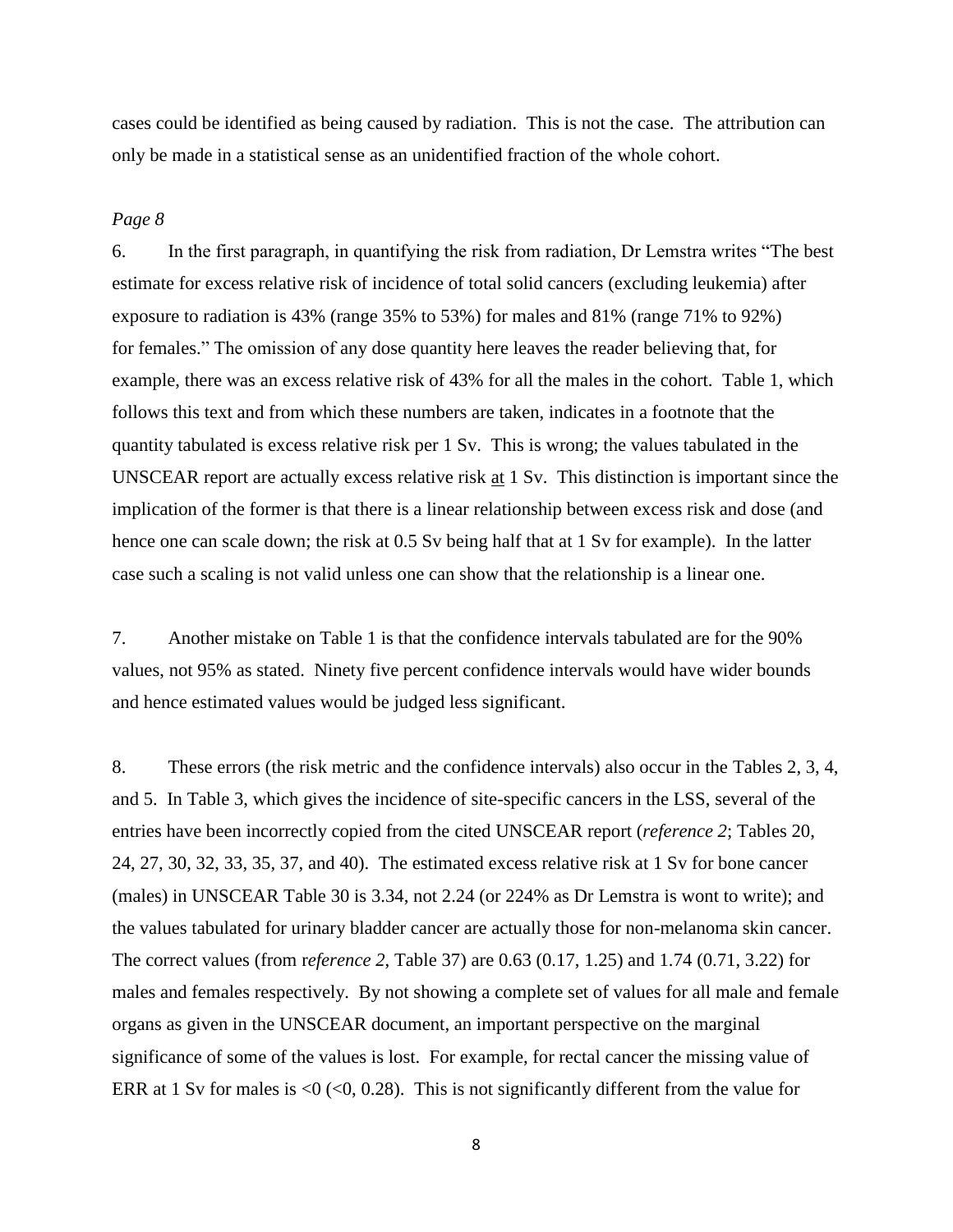cases could be identified as being caused by radiation. This is not the case. The attribution can only be made in a statistical sense as an unidentified fraction of the whole cohort.

*Page 8*

6. In the first paragraph, in quantifying the risk from radiation, Dr Lemstra writes "The best estimate for excess relative risk of incidence of total solid cancers (excluding leukemia) after exposure to radiation is 43% (range 35% to 53%) for males and 81% (range 71% to 92%) for females." The omission of any dose quantity here leaves the reader believing that, for example, there was an excess relative risk of 43% for all the males in the cohort. Table 1, which follows this text and from which these numbers are taken, indicates in a footnote that the quantity tabulated is excess relative risk per 1 Sv. This is wrong; the values tabulated in the UNSCEAR report are actually excess relative risk <u>at</u> 1 Sv. This distinction is important since the implication of the former is that there is a linear relationship between excess risk and dose (and hence one can scale down; the risk at 0.5 Sv being half that at 1 Sv for example). In the latter case such a scaling is not valid unless one can show that the relationship is a linear one.

7. Another mistake on Table 1 is that the confidence intervals tabulated are for the 90% values, not 95% as stated. Ninety five percent confidence intervals would have wider bounds and hence estimated values would be judged less significant.

8. These errors (the risk metric and the confidence intervals) also occur in the Tables 2, 3, 4, and 5. In Table 3, which gives the incidence of site-specific cancers in the LSS, several of the entries have been incorrectly copied from the cited UNSCEAR report (*reference 2*; Tables 20, 24, 27, 30, 32, 33, 35, 37, and 40). The estimated excess relative risk at 1 Sv for bone cancer (males) in UNSCEAR Table 30 is 3.34, not 2.24 (or 224% as Dr Lemstra is wont to write); and the values tabulated for urinary bladder cancer are actually those for non-melanoma skin cancer. The correct values (from r*eference 2,* Table 37) are 0.63 (0.17, 1.25) and 1.74 (0.71, 3.22) for males and females respectively. By not showing a complete set of values for all male and female organs as given in the UNSCEAR document, an important perspective on the marginal significance of some of the values is lost. For example, for rectal cancer the missing value of ERR at 1 Sv for males is <0 (<0, 0.28). This is not significantly different from the value for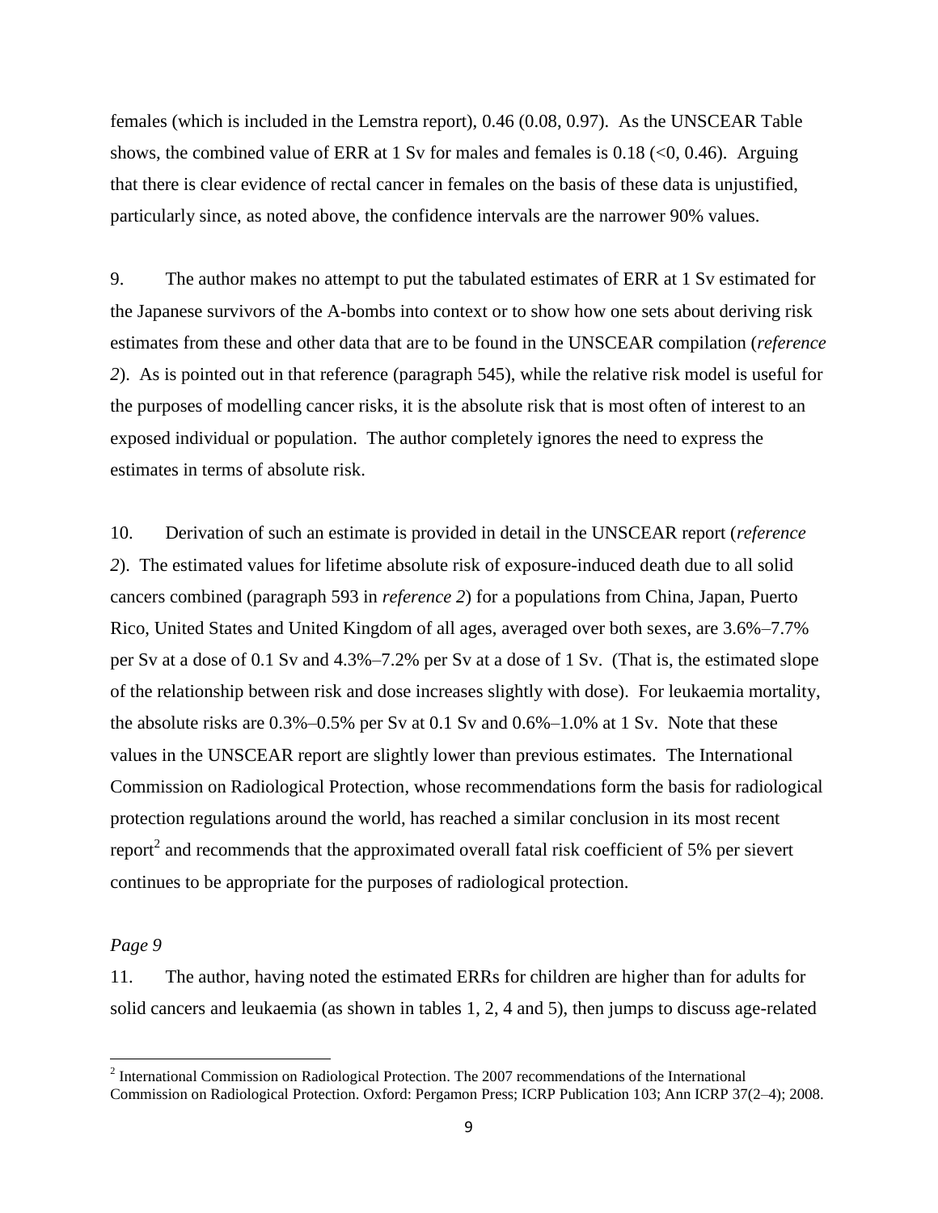females (which is included in the Lemstra report), 0.46 (0.08, 0.97). As the UNSCEAR Table shows, the combined value of ERR at 1 Sv for males and females is 0.18 (<0, 0.46). Arguing that there is clear evidence of rectal cancer in females on the basis of these data is unjustified, particularly since, as noted above, the confidence intervals are the narrower 90% values.

9. The author makes no attempt to put the tabulated estimates of ERR at 1 Sv estimated for the Japanese survivors of the A-bombs into context or to show how one sets about deriving risk estimates from these and other data that are to be found in the UNSCEAR compilation (*reference 2*). As is pointed out in that reference (paragraph 545), while the relative risk model is useful for the purposes of modelling cancer risks, it is the absolute risk that is most often of interest to an exposed individual or population. The author completely ignores the need to express the estimates in terms of absolute risk.

10. Derivation of such an estimate is provided in detail in the UNSCEAR report (*reference 2*). The estimated values for lifetime absolute risk of exposure-induced death due to all solid cancers combined (paragraph 593 in *reference 2*) for a populations from China, Japan, Puerto Rico, United States and United Kingdom of all ages, averaged over both sexes, are 3.6%–7.7% per Sv at a dose of 0.1 Sv and 4.3%–7.2% per Sv at a dose of 1 Sv. (That is, the estimated slope of the relationship between risk and dose increases slightly with dose). For leukaemia mortality, the absolute risks are 0.3%–0.5% per Sv at 0.1 Sv and 0.6%–1.0% at 1 Sv. Note that these values in the UNSCEAR report are slightly lower than previous estimates. The International Commission on Radiological Protection, whose recommendations form the basis for radiological protection regulations around the world, has reached a similar conclusion in its most recent report[2] and recommends that the approximated overall fatal risk coefficient of 5% per sievert continues to be appropriate for the purposes of radiological protection.

*Page 9*

11. The author, having noted the estimated ERRs for children are higher than for adults for solid cancers and leukaemia (as shown in tables 1, 2, 4 and 5), then jumps to discuss age-related

[2] International Commission on Radiological Protection. The 2007 recommendations of the International Commission on Radiological Protection. Oxford: Pergamon Press; ICRP Publication 103; Ann ICRP 37(2–4); 2008.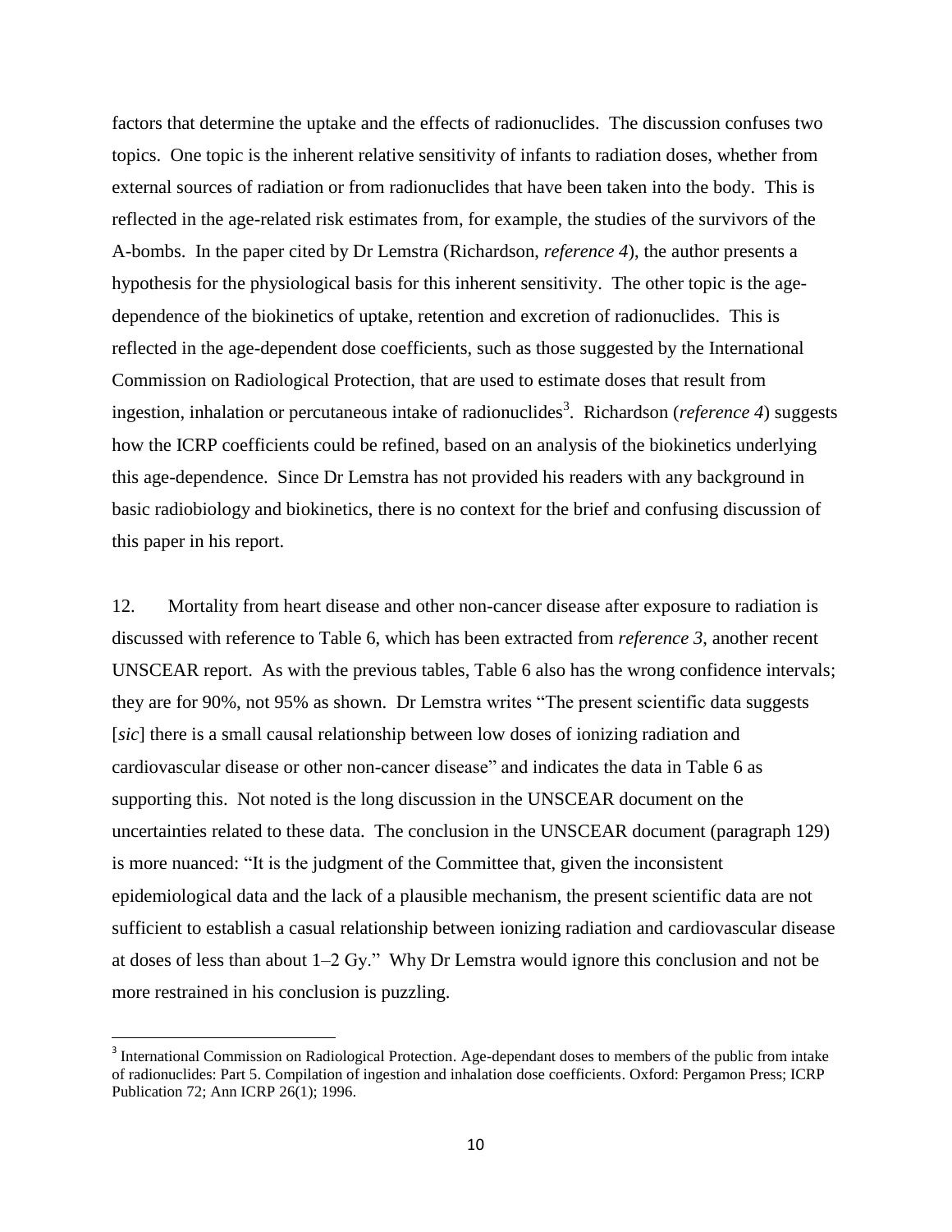factors that determine the uptake and the effects of radionuclides. The discussion confuses two topics. One topic is the inherent relative sensitivity of infants to radiation doses, whether from external sources of radiation or from radionuclides that have been taken into the body. This is reflected in the age-related risk estimates from, for example, the studies of the survivors of the A-bombs. In the paper cited by Dr Lemstra (Richardson, *reference 4*), the author presents a hypothesis for the physiological basis for this inherent sensitivity. The other topic is the age-dependence of the biokinetics of uptake, retention and excretion of radionuclides. This is reflected in the age-dependent dose coefficients, such as those suggested by the International Commission on Radiological Protection, that are used to estimate doses that result from ingestion, inhalation or percutaneous intake of radionuclides[3]. Richardson (*reference 4*) suggests how the ICRP coefficients could be refined, based on an analysis of the biokinetics underlying this age-dependence. Since Dr Lemstra has not provided his readers with any background in basic radiobiology and biokinetics, there is no context for the brief and confusing discussion of this paper in his report.

12. Mortality from heart disease and other non-cancer disease after exposure to radiation is discussed with reference to Table 6, which has been extracted from *reference 3*, another recent UNSCEAR report. As with the previous tables, Table 6 also has the wrong confidence intervals; they are for 90%, not 95% as shown. Dr Lemstra writes "The present scientific data suggests [*sic*] there is a small causal relationship between low doses of ionizing radiation and cardiovascular disease or other non-cancer disease" and indicates the data in Table 6 as supporting this. Not noted is the long discussion in the UNSCEAR document on the uncertainties related to these data. The conclusion in the UNSCEAR document (paragraph 129) is more nuanced: "It is the judgment of the Committee that, given the inconsistent epidemiological data and the lack of a plausible mechanism, the present scientific data are not sufficient to establish a casual relationship between ionizing radiation and cardiovascular disease at doses of less than about 1–2 Gy." Why Dr Lemstra would ignore this conclusion and not be more restrained in his conclusion is puzzling.

[3] International Commission on Radiological Protection. Age-dependant doses to members of the public from intake of radionuclides: Part 5. Compilation of ingestion and inhalation dose coefficients. Oxford: Pergamon Press; ICRP Publication 72; Ann ICRP 26(1); 1996.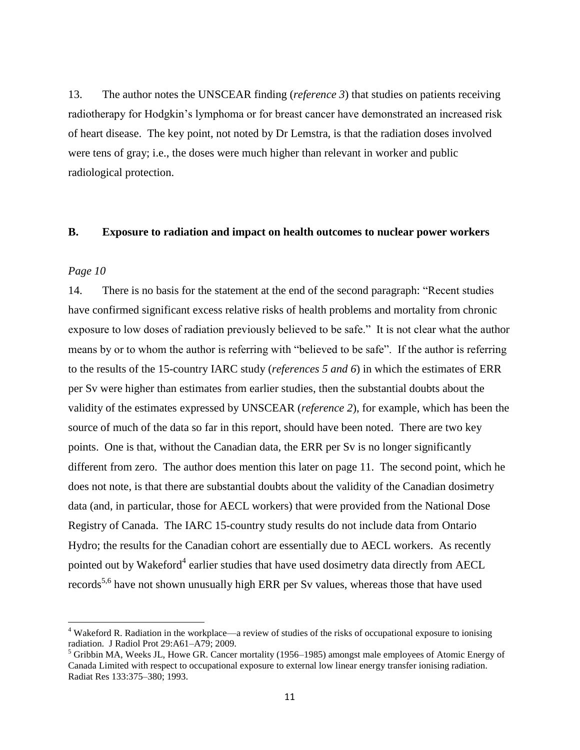13. The author notes the UNSCEAR finding (*reference 3*) that studies on patients receiving radiotherapy for Hodgkin's lymphoma or for breast cancer have demonstrated an increased risk of heart disease. The key point, not noted by Dr Lemstra, is that the radiation doses involved were tens of gray; i.e., the doses were much higher than relevant in worker and public radiological protection.

## B. Exposure to radiation and impact on health outcomes to nuclear power workers

*Page 10*

14. There is no basis for the statement at the end of the second paragraph: "Recent studies have confirmed significant excess relative risks of health problems and mortality from chronic exposure to low doses of radiation previously believed to be safe." It is not clear what the author means by or to whom the author is referring with "believed to be safe". If the author is referring to the results of the 15-country IARC study (*references 5 and 6*) in which the estimates of ERR per Sv were higher than estimates from earlier studies, then the substantial doubts about the validity of the estimates expressed by UNSCEAR (*reference 2*), for example, which has been the source of much of the data so far in this report, should have been noted. There are two key points. One is that, without the Canadian data, the ERR per Sv is no longer significantly different from zero. The author does mention this later on page 11. The second point, which he does not note, is that there are substantial doubts about the validity of the Canadian dosimetry data (and, in particular, those for AECL workers) that were provided from the National Dose Registry of Canada. The IARC 15-country study results do not include data from Ontario Hydro; the results for the Canadian cohort are essentially due to AECL workers. As recently pointed out by Wakeford[4] earlier studies that have used dosimetry data directly from AECL records[5,6] have not shown unusually high ERR per Sv values, whereas those that have used

---

[4] Wakeford R. Radiation in the workplace—a review of studies of the risks of occupational exposure to ionising radiation. J Radiol Prot 29:A61–A79; 2009.

[5] Gribbin MA, Weeks JL, Howe GR. Cancer mortality (1956–1985) amongst male employees of Atomic Energy of Canada Limited with respect to occupational exposure to external low linear energy transfer ionising radiation. Radiat Res 133:375–380; 1993.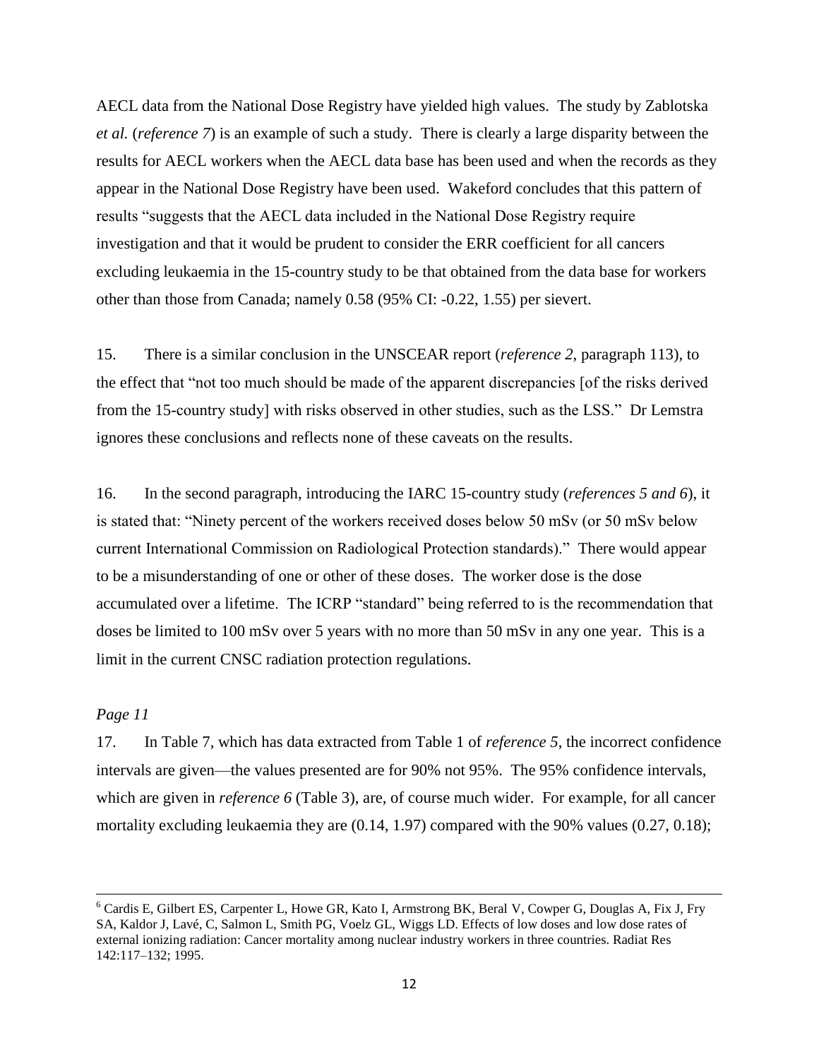AECL data from the National Dose Registry have yielded high values. The study by Zablotska *et al.* (*reference 7*) is an example of such a study. There is clearly a large disparity between the results for AECL workers when the AECL data base has been used and when the records as they appear in the National Dose Registry have been used. Wakeford concludes that this pattern of results "suggests that the AECL data included in the National Dose Registry require investigation and that it would be prudent to consider the ERR coefficient for all cancers excluding leukaemia in the 15-country study to be that obtained from the data base for workers other than those from Canada; namely 0.58 (95% CI: -0.22, 1.55) per sievert.

15. There is a similar conclusion in the UNSCEAR report (*reference 2*, paragraph 113), to the effect that "not too much should be made of the apparent discrepancies [of the risks derived from the 15-country study] with risks observed in other studies, such as the LSS." Dr Lemstra ignores these conclusions and reflects none of these caveats on the results.

16. In the second paragraph, introducing the IARC 15-country study (*references 5 and 6*), it is stated that: "Ninety percent of the workers received doses below 50 mSv (or 50 mSv below current International Commission on Radiological Protection standards)." There would appear to be a misunderstanding of one or other of these doses. The worker dose is the dose accumulated over a lifetime. The ICRP "standard" being referred to is the recommendation that doses be limited to 100 mSv over 5 years with no more than 50 mSv in any one year. This is a limit in the current CNSC radiation protection regulations.

*Page 11*

17. In Table 7, which has data extracted from Table 1 of *reference 5*, the incorrect confidence intervals are given—the values presented are for 90% not 95%. The 95% confidence intervals, which are given in *reference 6* (Table 3), are, of course much wider. For example, for all cancer mortality excluding leukaemia they are (0.14, 1.97) compared with the 90% values (0.27, 0.18);

---

[6] Cardis E, Gilbert ES, Carpenter L, Howe GR, Kato I, Armstrong BK, Beral V, Cowper G, Douglas A, Fix J, Fry SA, Kaldor J, Lavé, C, Salmon L, Smith PG, Voelz GL, Wiggs LD. Effects of low doses and low dose rates of external ionizing radiation: Cancer mortality among nuclear industry workers in three countries. Radiat Res 142:117–132; 1995.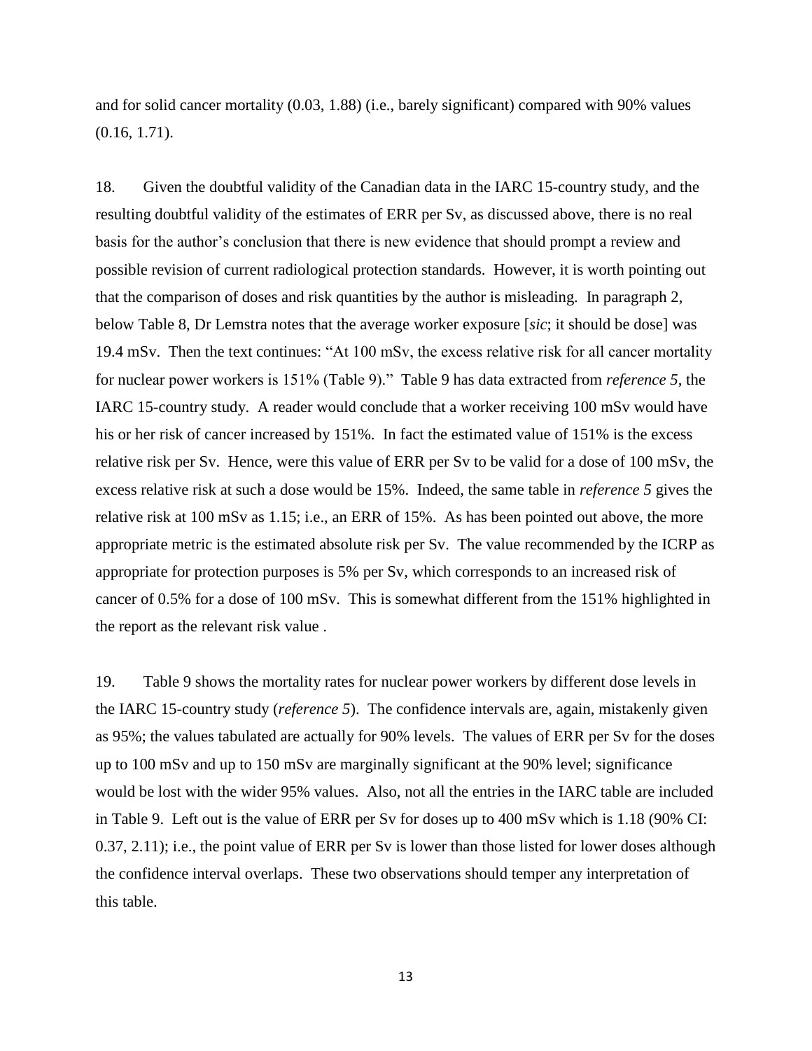and for solid cancer mortality (0.03, 1.88) (i.e., barely significant) compared with 90% values (0.16, 1.71).

18. Given the doubtful validity of the Canadian data in the IARC 15-country study, and the resulting doubtful validity of the estimates of ERR per Sv, as discussed above, there is no real basis for the author's conclusion that there is new evidence that should prompt a review and possible revision of current radiological protection standards. However, it is worth pointing out that the comparison of doses and risk quantities by the author is misleading. In paragraph 2, below Table 8, Dr Lemstra notes that the average worker exposure [*sic*; it should be dose] was 19.4 mSv. Then the text continues: "At 100 mSv, the excess relative risk for all cancer mortality for nuclear power workers is 151% (Table 9)." Table 9 has data extracted from *reference 5*, the IARC 15-country study. A reader would conclude that a worker receiving 100 mSv would have his or her risk of cancer increased by 151%. In fact the estimated value of 151% is the excess relative risk per Sv. Hence, were this value of ERR per Sv to be valid for a dose of 100 mSv, the excess relative risk at such a dose would be 15%. Indeed, the same table in *reference 5* gives the relative risk at 100 mSv as 1.15; i.e., an ERR of 15%. As has been pointed out above, the more appropriate metric is the estimated absolute risk per Sv. The value recommended by the ICRP as appropriate for protection purposes is 5% per Sv, which corresponds to an increased risk of cancer of 0.5% for a dose of 100 mSv. This is somewhat different from the 151% highlighted in the report as the relevant risk value .

19. Table 9 shows the mortality rates for nuclear power workers by different dose levels in the IARC 15-country study (*reference 5*). The confidence intervals are, again, mistakenly given as 95%; the values tabulated are actually for 90% levels. The values of ERR per Sv for the doses up to 100 mSv and up to 150 mSv are marginally significant at the 90% level; significance would be lost with the wider 95% values. Also, not all the entries in the IARC table are included in Table 9. Left out is the value of ERR per Sv for doses up to 400 mSv which is 1.18 (90% CI: 0.37, 2.11); i.e., the point value of ERR per Sv is lower than those listed for lower doses although the confidence interval overlaps. These two observations should temper any interpretation of this table.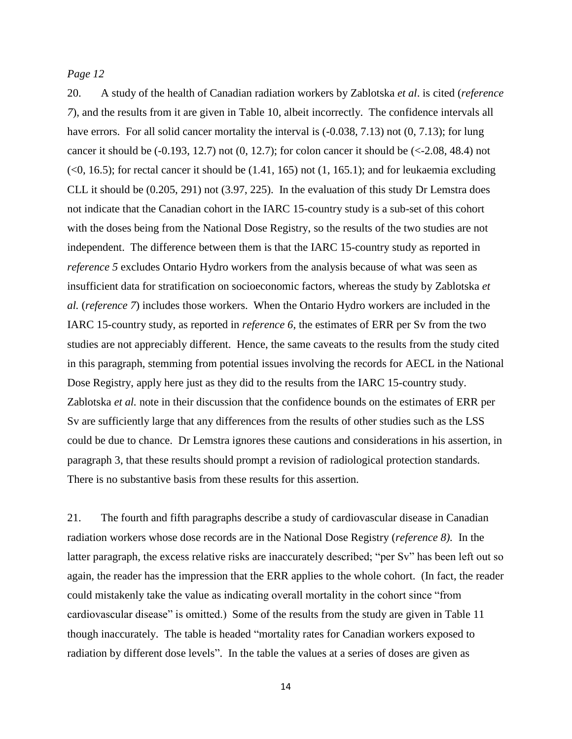*Page 12*

20. A study of the health of Canadian radiation workers by Zablotska *et al*. is cited (*reference 7*), and the results from it are given in Table 10, albeit incorrectly. The confidence intervals all have errors. For all solid cancer mortality the interval is (-0.038, 7.13) not (0, 7.13); for lung cancer it should be (-0.193, 12.7) not (0, 12.7); for colon cancer it should be (<-2.08, 48.4) not (<0, 16.5); for rectal cancer it should be (1.41, 165) not (1, 165.1); and for leukaemia excluding CLL it should be (0.205, 291) not (3.97, 225). In the evaluation of this study Dr Lemstra does not indicate that the Canadian cohort in the IARC 15-country study is a sub-set of this cohort with the doses being from the National Dose Registry, so the results of the two studies are not independent. The difference between them is that the IARC 15-country study as reported in *reference 5* excludes Ontario Hydro workers from the analysis because of what was seen as insufficient data for stratification on socioeconomic factors, whereas the study by Zablotska *et al.* (*reference 7*) includes those workers. When the Ontario Hydro workers are included in the IARC 15-country study, as reported in *reference 6*, the estimates of ERR per Sv from the two studies are not appreciably different. Hence, the same caveats to the results from the study cited in this paragraph, stemming from potential issues involving the records for AECL in the National Dose Registry, apply here just as they did to the results from the IARC 15-country study. Zablotska *et al.* note in their discussion that the confidence bounds on the estimates of ERR per Sv are sufficiently large that any differences from the results of other studies such as the LSS could be due to chance. Dr Lemstra ignores these cautions and considerations in his assertion, in paragraph 3, that these results should prompt a revision of radiological protection standards. There is no substantive basis from these results for this assertion.

21. The fourth and fifth paragraphs describe a study of cardiovascular disease in Canadian radiation workers whose dose records are in the National Dose Registry (*reference 8).* In the latter paragraph, the excess relative risks are inaccurately described; "per Sv" has been left out so again, the reader has the impression that the ERR applies to the whole cohort. (In fact, the reader could mistakenly take the value as indicating overall mortality in the cohort since "from cardiovascular disease" is omitted.) Some of the results from the study are given in Table 11 though inaccurately. The table is headed "mortality rates for Canadian workers exposed to radiation by different dose levels". In the table the values at a series of doses are given as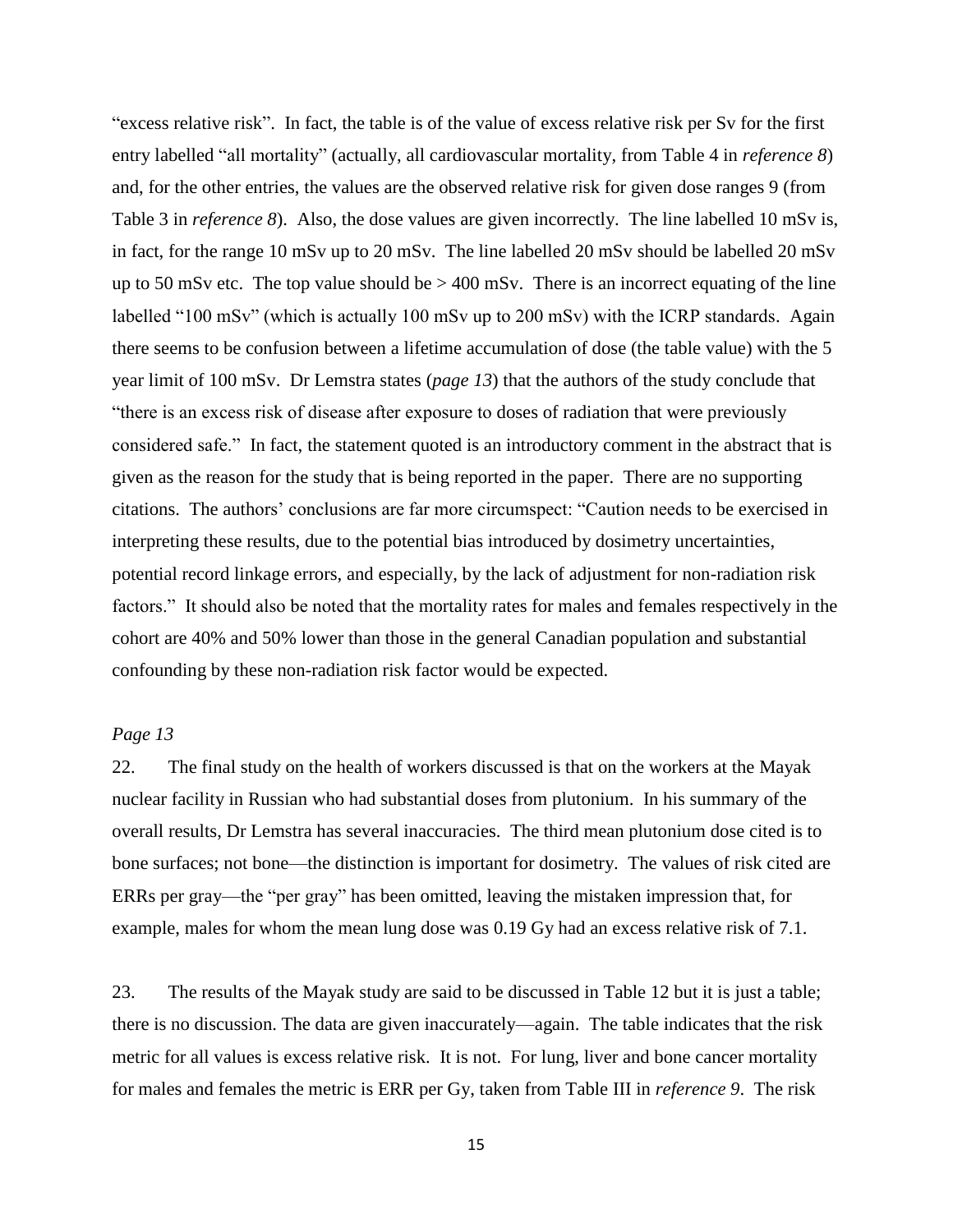"excess relative risk". In fact, the table is of the value of excess relative risk per Sv for the first entry labelled "all mortality" (actually, all cardiovascular mortality, from Table 4 in *reference 8*) and, for the other entries, the values are the observed relative risk for given dose ranges 9 (from Table 3 in *reference 8*). Also, the dose values are given incorrectly. The line labelled 10 mSv is, in fact, for the range 10 mSv up to 20 mSv. The line labelled 20 mSv should be labelled 20 mSv up to 50 mSv etc. The top value should be > 400 mSv. There is an incorrect equating of the line labelled "100 mSv" (which is actually 100 mSv up to 200 mSv) with the ICRP standards. Again there seems to be confusion between a lifetime accumulation of dose (the table value) with the 5 year limit of 100 mSv. Dr Lemstra states (*page 13*) that the authors of the study conclude that "there is an excess risk of disease after exposure to doses of radiation that were previously considered safe." In fact, the statement quoted is an introductory comment in the abstract that is given as the reason for the study that is being reported in the paper. There are no supporting citations. The authors' conclusions are far more circumspect: "Caution needs to be exercised in interpreting these results, due to the potential bias introduced by dosimetry uncertainties, potential record linkage errors, and especially, by the lack of adjustment for non-radiation risk factors." It should also be noted that the mortality rates for males and females respectively in the cohort are 40% and 50% lower than those in the general Canadian population and substantial confounding by these non-radiation risk factor would be expected.

*Page 13*

22. The final study on the health of workers discussed is that on the workers at the Mayak nuclear facility in Russian who had substantial doses from plutonium. In his summary of the overall results, Dr Lemstra has several inaccuracies. The third mean plutonium dose cited is to bone surfaces; not bone—the distinction is important for dosimetry. The values of risk cited are ERRs per gray—the "per gray" has been omitted, leaving the mistaken impression that, for example, males for whom the mean lung dose was 0.19 Gy had an excess relative risk of 7.1.

23. The results of the Mayak study are said to be discussed in Table 12 but it is just a table; there is no discussion. The data are given inaccurately—again. The table indicates that the risk metric for all values is excess relative risk. It is not. For lung, liver and bone cancer mortality for males and females the metric is ERR per Gy, taken from Table III in *reference 9*. The risk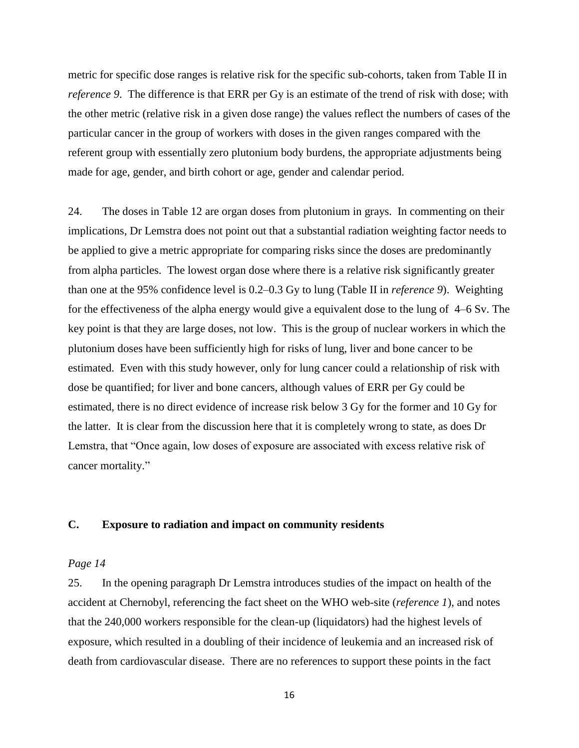metric for specific dose ranges is relative risk for the specific sub-cohorts, taken from Table II in *reference 9*. The difference is that ERR per Gy is an estimate of the trend of risk with dose; with the other metric (relative risk in a given dose range) the values reflect the numbers of cases of the particular cancer in the group of workers with doses in the given ranges compared with the referent group with essentially zero plutonium body burdens, the appropriate adjustments being made for age, gender, and birth cohort or age, gender and calendar period.

24. The doses in Table 12 are organ doses from plutonium in grays. In commenting on their implications, Dr Lemstra does not point out that a substantial radiation weighting factor needs to be applied to give a metric appropriate for comparing risks since the doses are predominantly from alpha particles. The lowest organ dose where there is a relative risk significantly greater than one at the 95% confidence level is 0.2–0.3 Gy to lung (Table II in *reference 9*). Weighting for the effectiveness of the alpha energy would give a equivalent dose to the lung of 4–6 Sv. The key point is that they are large doses, not low. This is the group of nuclear workers in which the plutonium doses have been sufficiently high for risks of lung, liver and bone cancer to be estimated. Even with this study however, only for lung cancer could a relationship of risk with dose be quantified; for liver and bone cancers, although values of ERR per Gy could be estimated, there is no direct evidence of increase risk below 3 Gy for the former and 10 Gy for the latter. It is clear from the discussion here that it is completely wrong to state, as does Dr Lemstra, that "Once again, low doses of exposure are associated with excess relative risk of cancer mortality."

## C. Exposure to radiation and impact on community residents

*Page 14*

25. In the opening paragraph Dr Lemstra introduces studies of the impact on health of the accident at Chernobyl, referencing the fact sheet on the WHO web-site (*reference 1*), and notes that the 240,000 workers responsible for the clean-up (liquidators) had the highest levels of exposure, which resulted in a doubling of their incidence of leukemia and an increased risk of death from cardiovascular disease. There are no references to support these points in the fact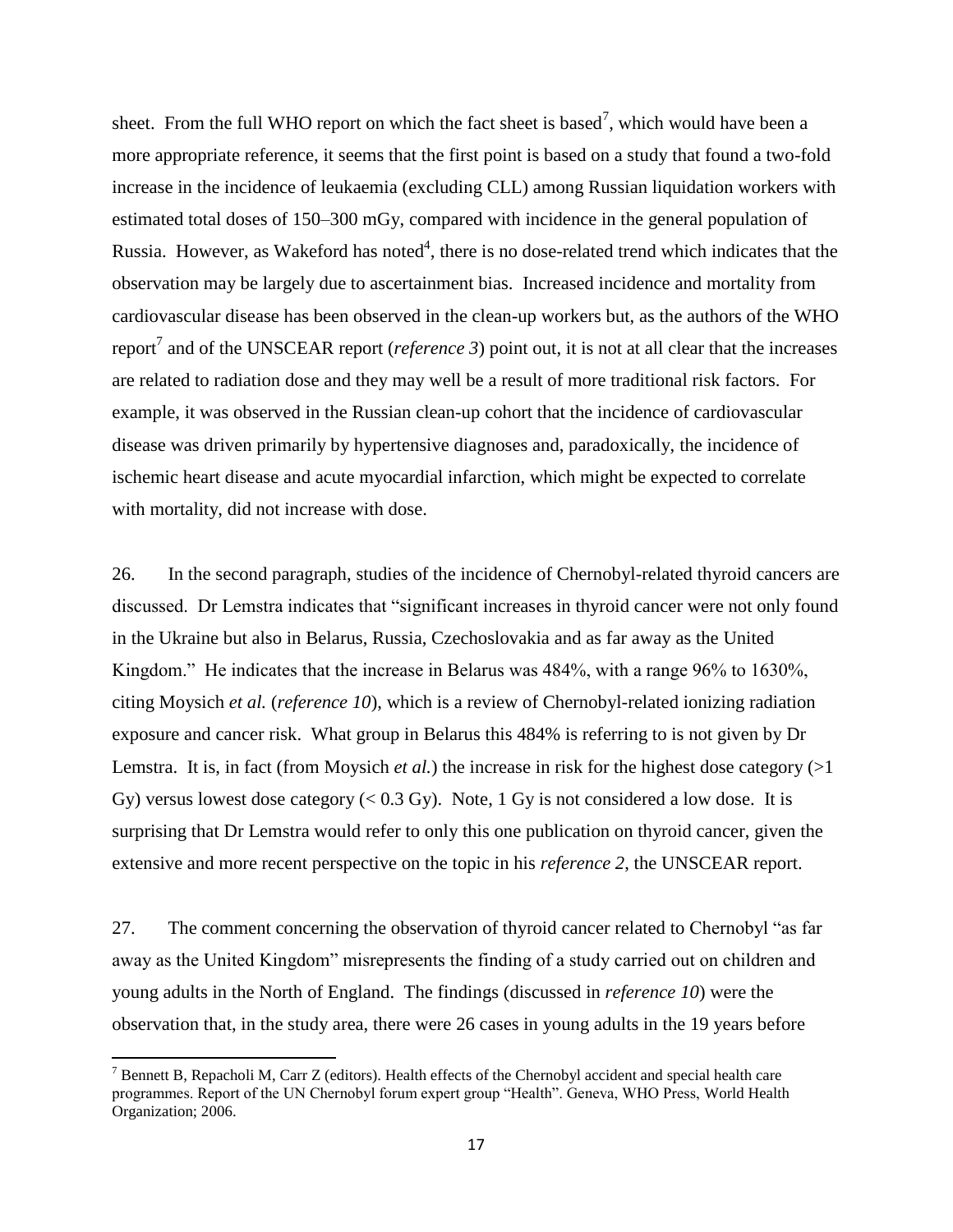sheet. From the full WHO report on which the fact sheet is based[7], which would have been a more appropriate reference, it seems that the first point is based on a study that found a two-fold increase in the incidence of leukaemia (excluding CLL) among Russian liquidation workers with estimated total doses of 150–300 mGy, compared with incidence in the general population of Russia. However, as Wakeford has noted[4], there is no dose-related trend which indicates that the observation may be largely due to ascertainment bias. Increased incidence and mortality from cardiovascular disease has been observed in the clean-up workers but, as the authors of the WHO report[7] and of the UNSCEAR report (*reference 3*) point out, it is not at all clear that the increases are related to radiation dose and they may well be a result of more traditional risk factors. For example, it was observed in the Russian clean-up cohort that the incidence of cardiovascular disease was driven primarily by hypertensive diagnoses and, paradoxically, the incidence of ischemic heart disease and acute myocardial infarction, which might be expected to correlate with mortality, did not increase with dose.

26. In the second paragraph, studies of the incidence of Chernobyl-related thyroid cancers are discussed. Dr Lemstra indicates that "significant increases in thyroid cancer were not only found in the Ukraine but also in Belarus, Russia, Czechoslovakia and as far away as the United Kingdom." He indicates that the increase in Belarus was 484%, with a range 96% to 1630%, citing Moysich *et al.* (*reference 10*), which is a review of Chernobyl-related ionizing radiation exposure and cancer risk. What group in Belarus this 484% is referring to is not given by Dr Lemstra. It is, in fact (from Moysich *et al.*) the increase in risk for the highest dose category (>1 Gy) versus lowest dose category (< 0.3 Gy). Note, 1 Gy is not considered a low dose. It is surprising that Dr Lemstra would refer to only this one publication on thyroid cancer, given the extensive and more recent perspective on the topic in his *reference 2*, the UNSCEAR report.

27. The comment concerning the observation of thyroid cancer related to Chernobyl "as far away as the United Kingdom" misrepresents the finding of a study carried out on children and young adults in the North of England. The findings (discussed in *reference 10*) were the observation that, in the study area, there were 26 cases in young adults in the 19 years before

---

[7] Bennett B, Repacholi M, Carr Z (editors). Health effects of the Chernobyl accident and special health care programmes. Report of the UN Chernobyl forum expert group "Health". Geneva, WHO Press, World Health Organization; 2006.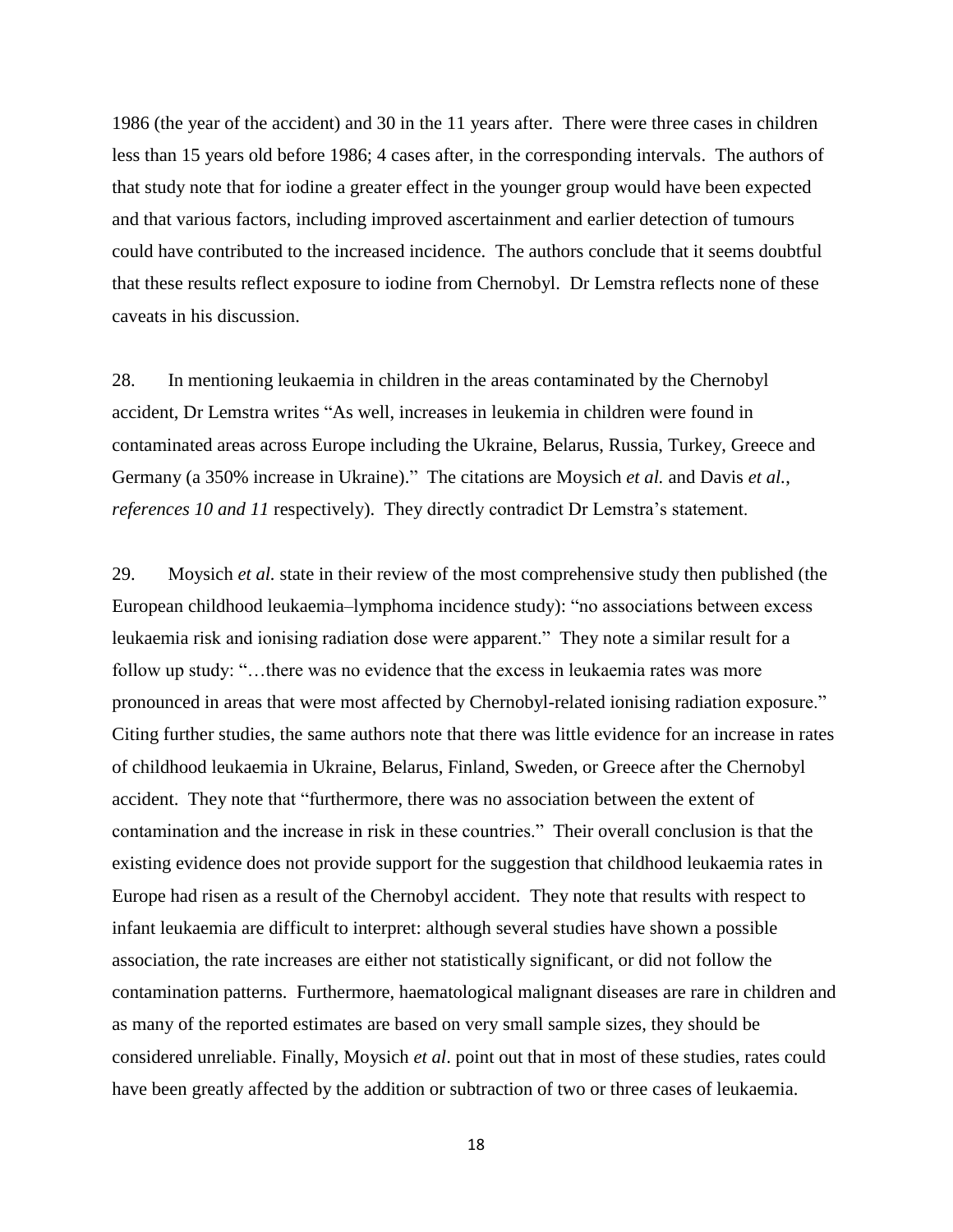1986 (the year of the accident) and 30 in the 11 years after. There were three cases in children less than 15 years old before 1986; 4 cases after, in the corresponding intervals. The authors of that study note that for iodine a greater effect in the younger group would have been expected and that various factors, including improved ascertainment and earlier detection of tumours could have contributed to the increased incidence. The authors conclude that it seems doubtful that these results reflect exposure to iodine from Chernobyl. Dr Lemstra reflects none of these caveats in his discussion.

28. In mentioning leukaemia in children in the areas contaminated by the Chernobyl accident, Dr Lemstra writes "As well, increases in leukemia in children were found in contaminated areas across Europe including the Ukraine, Belarus, Russia, Turkey, Greece and Germany (a 350% increase in Ukraine)." The citations are Moysich *et al.* and Davis *et al.*, *references 10 and 11* respectively). They directly contradict Dr Lemstra's statement.

29. Moysich *et al.* state in their review of the most comprehensive study then published (the European childhood leukaemia–lymphoma incidence study): "no associations between excess leukaemia risk and ionising radiation dose were apparent." They note a similar result for a follow up study: "…there was no evidence that the excess in leukaemia rates was more pronounced in areas that were most affected by Chernobyl-related ionising radiation exposure." Citing further studies, the same authors note that there was little evidence for an increase in rates of childhood leukaemia in Ukraine, Belarus, Finland, Sweden, or Greece after the Chernobyl accident. They note that "furthermore, there was no association between the extent of contamination and the increase in risk in these countries." Their overall conclusion is that the existing evidence does not provide support for the suggestion that childhood leukaemia rates in Europe had risen as a result of the Chernobyl accident. They note that results with respect to infant leukaemia are difficult to interpret: although several studies have shown a possible association, the rate increases are either not statistically significant, or did not follow the contamination patterns. Furthermore, haematological malignant diseases are rare in children and as many of the reported estimates are based on very small sample sizes, they should be considered unreliable. Finally, Moysich *et al*. point out that in most of these studies, rates could have been greatly affected by the addition or subtraction of two or three cases of leukaemia.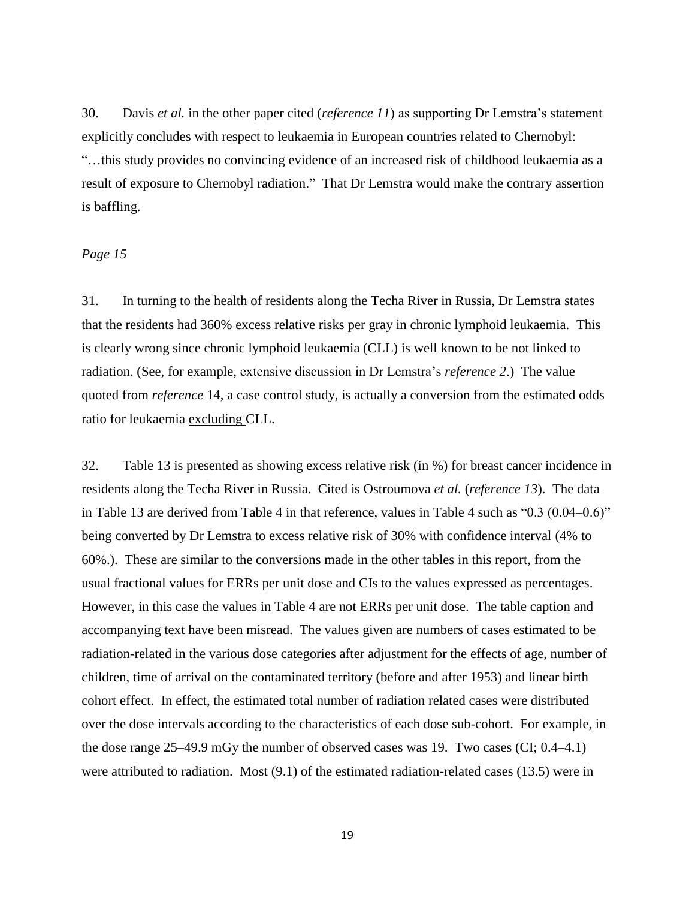30. Davis *et al.* in the other paper cited (*reference 11*) as supporting Dr Lemstra's statement explicitly concludes with respect to leukaemia in European countries related to Chernobyl: "…this study provides no convincing evidence of an increased risk of childhood leukaemia as a result of exposure to Chernobyl radiation." That Dr Lemstra would make the contrary assertion is baffling.

*Page 15*

31. In turning to the health of residents along the Techa River in Russia, Dr Lemstra states that the residents had 360% excess relative risks per gray in chronic lymphoid leukaemia. This is clearly wrong since chronic lymphoid leukaemia (CLL) is well known to be not linked to radiation. (See, for example, extensive discussion in Dr Lemstra's *reference 2*.) The value quoted from *reference* 14, a case control study, is actually a conversion from the estimated odds ratio for leukaemia <u>excluding</u> CLL.

32. Table 13 is presented as showing excess relative risk (in %) for breast cancer incidence in residents along the Techa River in Russia. Cited is Ostroumova *et al.* (*reference 13*). The data in Table 13 are derived from Table 4 in that reference, values in Table 4 such as "0.3 (0.04–0.6)" being converted by Dr Lemstra to excess relative risk of 30% with confidence interval (4% to 60%.). These are similar to the conversions made in the other tables in this report, from the usual fractional values for ERRs per unit dose and CIs to the values expressed as percentages. However, in this case the values in Table 4 are not ERRs per unit dose. The table caption and accompanying text have been misread. The values given are numbers of cases estimated to be radiation-related in the various dose categories after adjustment for the effects of age, number of children, time of arrival on the contaminated territory (before and after 1953) and linear birth cohort effect. In effect, the estimated total number of radiation related cases were distributed over the dose intervals according to the characteristics of each dose sub-cohort. For example, in the dose range 25–49.9 mGy the number of observed cases was 19. Two cases (CI; 0.4–4.1) were attributed to radiation. Most (9.1) of the estimated radiation-related cases (13.5) were in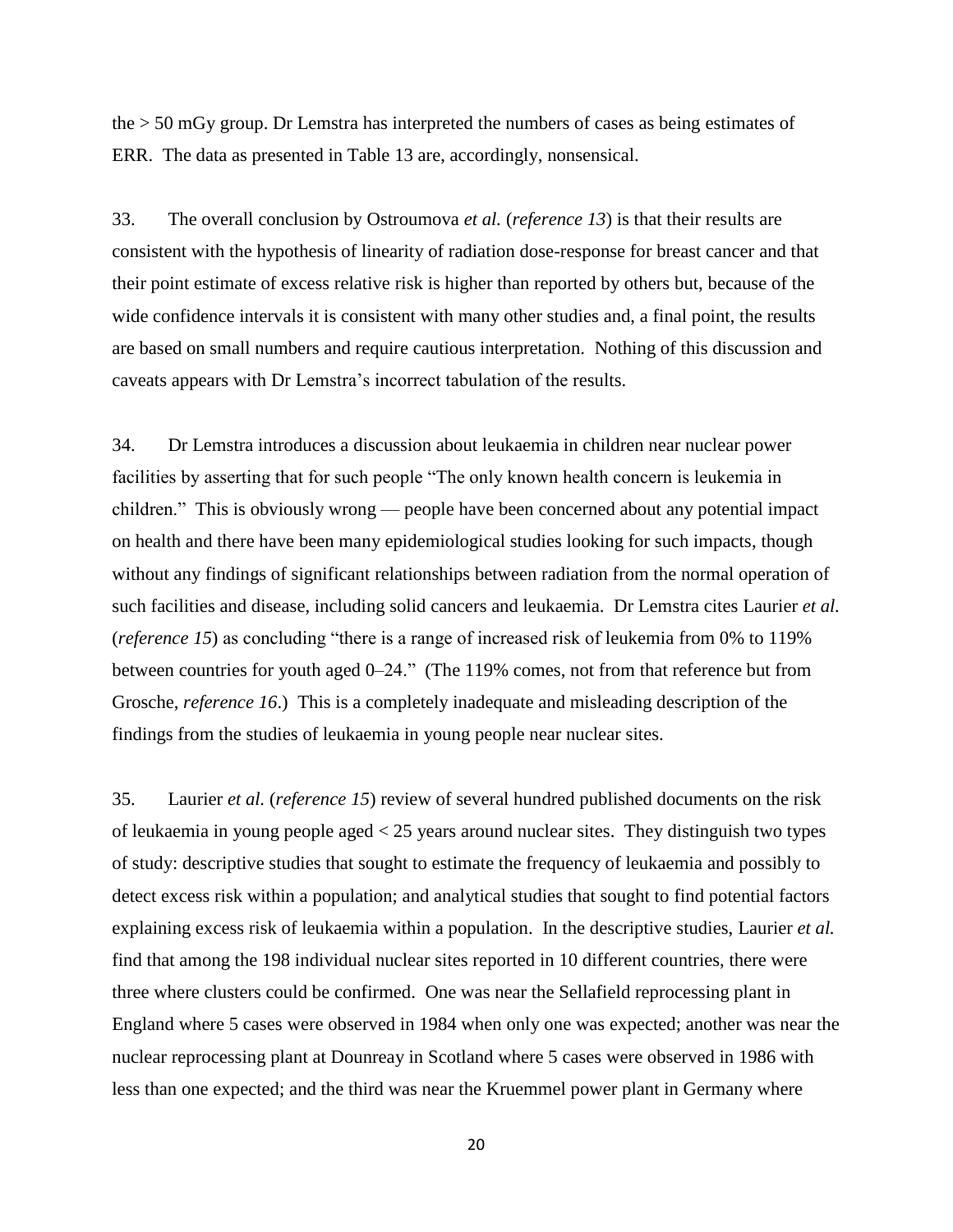the > 50 mGy group. Dr Lemstra has interpreted the numbers of cases as being estimates of ERR. The data as presented in Table 13 are, accordingly, nonsensical.

33. The overall conclusion by Ostroumova *et al.* (*reference 13*) is that their results are consistent with the hypothesis of linearity of radiation dose-response for breast cancer and that their point estimate of excess relative risk is higher than reported by others but, because of the wide confidence intervals it is consistent with many other studies and, a final point, the results are based on small numbers and require cautious interpretation. Nothing of this discussion and caveats appears with Dr Lemstra's incorrect tabulation of the results.

34. Dr Lemstra introduces a discussion about leukaemia in children near nuclear power facilities by asserting that for such people "The only known health concern is leukemia in children." This is obviously wrong — people have been concerned about any potential impact on health and there have been many epidemiological studies looking for such impacts, though without any findings of significant relationships between radiation from the normal operation of such facilities and disease, including solid cancers and leukaemia. Dr Lemstra cites Laurier *et al.* (*reference 15*) as concluding "there is a range of increased risk of leukemia from 0% to 119% between countries for youth aged 0–24." (The 119% comes, not from that reference but from Grosche, *reference 16*.) This is a completely inadequate and misleading description of the findings from the studies of leukaemia in young people near nuclear sites.

35. Laurier *et al.* (*reference 15*) review of several hundred published documents on the risk of leukaemia in young people aged < 25 years around nuclear sites. They distinguish two types of study: descriptive studies that sought to estimate the frequency of leukaemia and possibly to detect excess risk within a population; and analytical studies that sought to find potential factors explaining excess risk of leukaemia within a population. In the descriptive studies, Laurier *et al.* find that among the 198 individual nuclear sites reported in 10 different countries, there were three where clusters could be confirmed. One was near the Sellafield reprocessing plant in England where 5 cases were observed in 1984 when only one was expected; another was near the nuclear reprocessing plant at Dounreay in Scotland where 5 cases were observed in 1986 with less than one expected; and the third was near the Kruemmel power plant in Germany where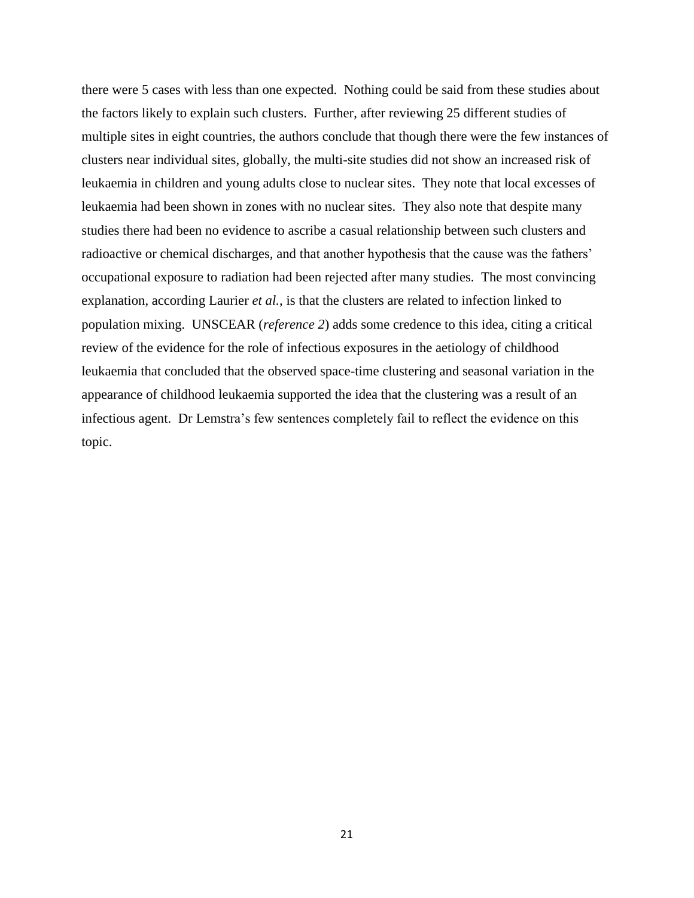there were 5 cases with less than one expected. Nothing could be said from these studies about the factors likely to explain such clusters. Further, after reviewing 25 different studies of multiple sites in eight countries, the authors conclude that though there were the few instances of clusters near individual sites, globally, the multi-site studies did not show an increased risk of leukaemia in children and young adults close to nuclear sites. They note that local excesses of leukaemia had been shown in zones with no nuclear sites. They also note that despite many studies there had been no evidence to ascribe a casual relationship between such clusters and radioactive or chemical discharges, and that another hypothesis that the cause was the fathers' occupational exposure to radiation had been rejected after many studies. The most convincing explanation, according Laurier *et al.*, is that the clusters are related to infection linked to population mixing. UNSCEAR (*reference 2*) adds some credence to this idea, citing a critical review of the evidence for the role of infectious exposures in the aetiology of childhood leukaemia that concluded that the observed space-time clustering and seasonal variation in the appearance of childhood leukaemia supported the idea that the clustering was a result of an infectious agent. Dr Lemstra's few sentences completely fail to reflect the evidence on this topic.